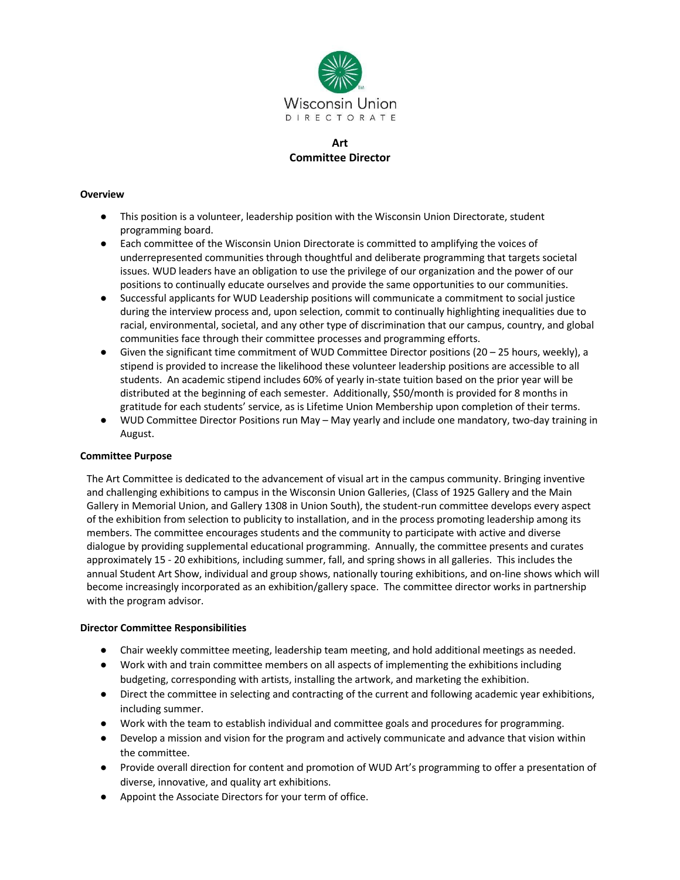Wisconsin Union
DIRECTORATE

# Art
# Committee Director

**Overview**

- This position is a volunteer, leadership position with the Wisconsin Union Directorate, student programming board.
- Each committee of the Wisconsin Union Directorate is committed to amplifying the voices of underrepresented communities through thoughtful and deliberate programming that targets societal issues. WUD leaders have an obligation to use the privilege of our organization and the power of our positions to continually educate ourselves and provide the same opportunities to our communities.
- Successful applicants for WUD Leadership positions will communicate a commitment to social justice during the interview process and, upon selection, commit to continually highlighting inequalities due to racial, environmental, societal, and any other type of discrimination that our campus, country, and global communities face through their committee processes and programming efforts.
- Given the significant time commitment of WUD Committee Director positions (20 – 25 hours, weekly), a stipend is provided to increase the likelihood these volunteer leadership positions are accessible to all students. An academic stipend includes 60% of yearly in-state tuition based on the prior year will be distributed at the beginning of each semester. Additionally, $50/month is provided for 8 months in gratitude for each students' service, as is Lifetime Union Membership upon completion of their terms.
- WUD Committee Director Positions run May – May yearly and include one mandatory, two-day training in August.

**Committee Purpose**

The Art Committee is dedicated to the advancement of visual art in the campus community. Bringing inventive and challenging exhibitions to campus in the Wisconsin Union Galleries, (Class of 1925 Gallery and the Main Gallery in Memorial Union, and Gallery 1308 in Union South), the student-run committee develops every aspect of the exhibition from selection to publicity to installation, and in the process promoting leadership among its members. The committee encourages students and the community to participate with active and diverse dialogue by providing supplemental educational programming. Annually, the committee presents and curates approximately 15 - 20 exhibitions, including summer, fall, and spring shows in all galleries. This includes the annual Student Art Show, individual and group shows, nationally touring exhibitions, and on-line shows which will become increasingly incorporated as an exhibition/gallery space. The committee director works in partnership with the program advisor.

**Director Committee Responsibilities**

- Chair weekly committee meeting, leadership team meeting, and hold additional meetings as needed.
- Work with and train committee members on all aspects of implementing the exhibitions including budgeting, corresponding with artists, installing the artwork, and marketing the exhibition.
- Direct the committee in selecting and contracting of the current and following academic year exhibitions, including summer.
- Work with the team to establish individual and committee goals and procedures for programming.
- Develop a mission and vision for the program and actively communicate and advance that vision within the committee.
- Provide overall direction for content and promotion of WUD Art's programming to offer a presentation of diverse, innovative, and quality art exhibitions.
- Appoint the Associate Directors for your term of office.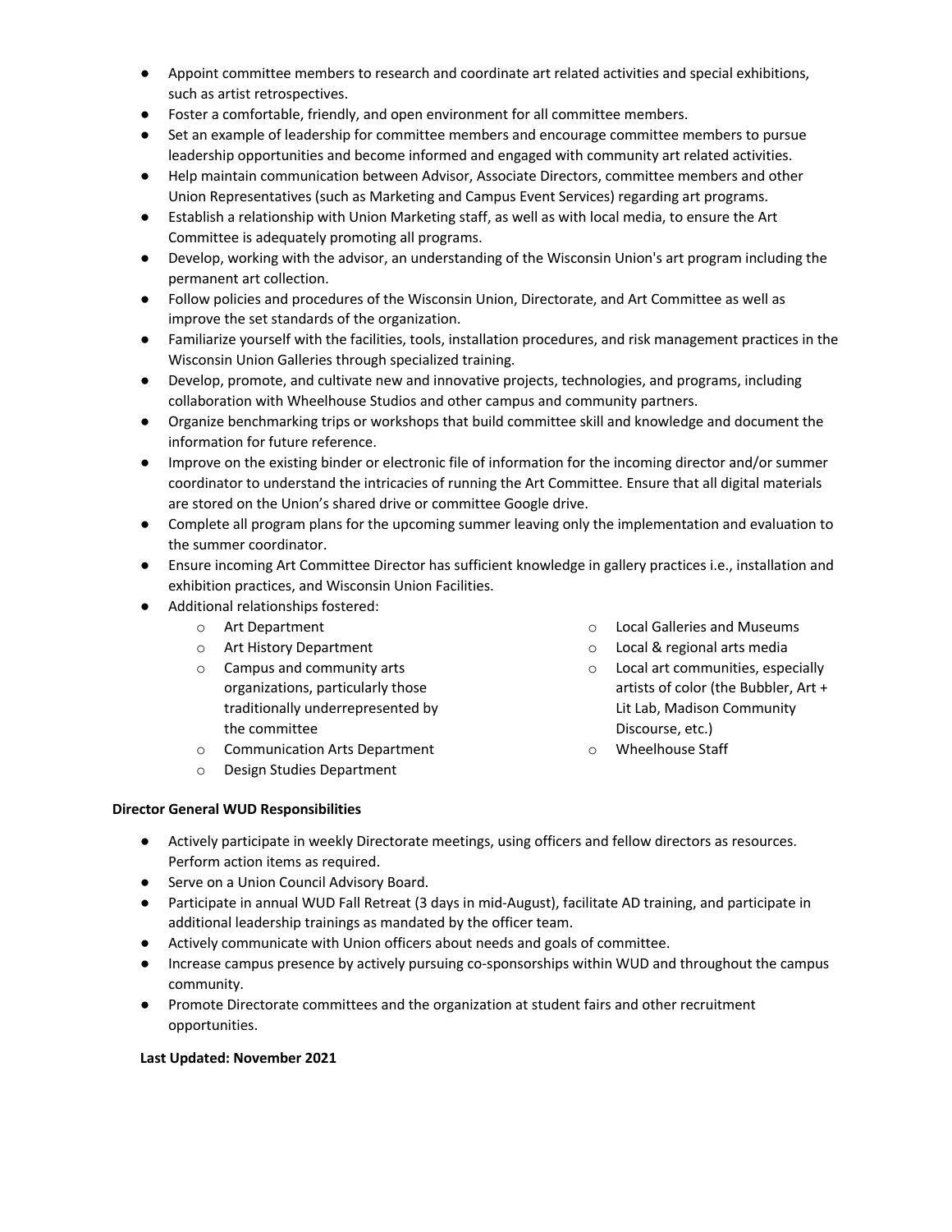- Appoint committee members to research and coordinate art related activities and special exhibitions, such as artist retrospectives.
- Foster a comfortable, friendly, and open environment for all committee members.
- Set an example of leadership for committee members and encourage committee members to pursue leadership opportunities and become informed and engaged with community art related activities.
- Help maintain communication between Advisor, Associate Directors, committee members and other Union Representatives (such as Marketing and Campus Event Services) regarding art programs.
- Establish a relationship with Union Marketing staff, as well as with local media, to ensure the Art Committee is adequately promoting all programs.
- Develop, working with the advisor, an understanding of the Wisconsin Union's art program including the permanent art collection.
- Follow policies and procedures of the Wisconsin Union, Directorate, and Art Committee as well as improve the set standards of the organization.
- Familiarize yourself with the facilities, tools, installation procedures, and risk management practices in the Wisconsin Union Galleries through specialized training.
- Develop, promote, and cultivate new and innovative projects, technologies, and programs, including collaboration with Wheelhouse Studios and other campus and community partners.
- Organize benchmarking trips or workshops that build committee skill and knowledge and document the information for future reference.
- Improve on the existing binder or electronic file of information for the incoming director and/or summer coordinator to understand the intricacies of running the Art Committee. Ensure that all digital materials are stored on the Union's shared drive or committee Google drive.
- Complete all program plans for the upcoming summer leaving only the implementation and evaluation to the summer coordinator.
- Ensure incoming Art Committee Director has sufficient knowledge in gallery practices i.e., installation and exhibition practices, and Wisconsin Union Facilities.
- Additional relationships fostered:
    - Art Department
    - Art History Department
    - Campus and community arts organizations, particularly those traditionally underrepresented by the committee
    - Communication Arts Department
    - Design Studies Department
    - Local Galleries and Museums
    - Local & regional arts media
    - Local art communities, especially artists of color (the Bubbler, Art + Lit Lab, Madison Community Discourse, etc.)
    - Wheelhouse Staff

**Director General WUD Responsibilities**

- Actively participate in weekly Directorate meetings, using officers and fellow directors as resources. Perform action items as required.
- Serve on a Union Council Advisory Board.
- Participate in annual WUD Fall Retreat (3 days in mid-August), facilitate AD training, and participate in additional leadership trainings as mandated by the officer team.
- Actively communicate with Union officers about needs and goals of committee.
- Increase campus presence by actively pursuing co-sponsorships within WUD and throughout the campus community.
- Promote Directorate committees and the organization at student fairs and other recruitment opportunities.

**Last Updated: November 2021**